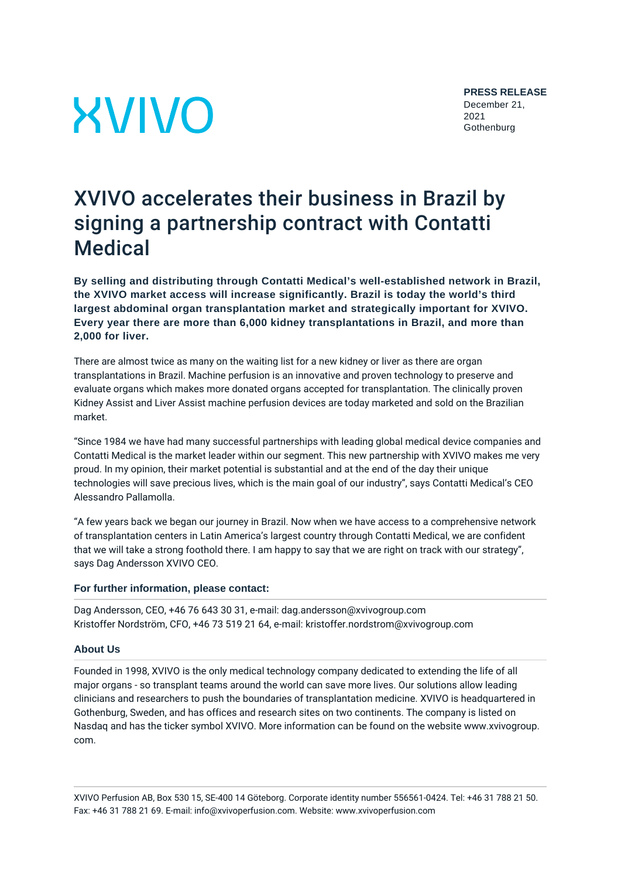XVIVO

**PRESS RELEASE**
December 21, 2021
Gothenburg

# XVIVO accelerates their business in Brazil by signing a partnership contract with Contatti Medical

**By selling and distributing through Contatti Medical's well-established network in Brazil, the XVIVO market access will increase significantly. Brazil is today the world's third largest abdominal organ transplantation market and strategically important for XVIVO. Every year there are more than 6,000 kidney transplantations in Brazil, and more than 2,000 for liver.**

There are almost twice as many on the waiting list for a new kidney or liver as there are organ transplantations in Brazil. Machine perfusion is an innovative and proven technology to preserve and evaluate organs which makes more donated organs accepted for transplantation. The clinically proven Kidney Assist and Liver Assist machine perfusion devices are today marketed and sold on the Brazilian market.

"Since 1984 we have had many successful partnerships with leading global medical device companies and Contatti Medical is the market leader within our segment. This new partnership with XVIVO makes me very proud. In my opinion, their market potential is substantial and at the end of the day their unique technologies will save precious lives, which is the main goal of our industry", says Contatti Medical's CEO Alessandro Pallamolla.

"A few years back we began our journey in Brazil. Now when we have access to a comprehensive network of transplantation centers in Latin America's largest country through Contatti Medical, we are confident that we will take a strong foothold there. I am happy to say that we are right on track with our strategy", says Dag Andersson XVIVO CEO.

### For further information, please contact:

Dag Andersson, CEO, +46 76 643 30 31, e-mail: dag.andersson@xvivogroup.com
Kristoffer Nordström, CFO, +46 73 519 21 64, e-mail: kristoffer.nordstrom@xvivogroup.com

### About Us

Founded in 1998, XVIVO is the only medical technology company dedicated to extending the life of all major organs - so transplant teams around the world can save more lives. Our solutions allow leading clinicians and researchers to push the boundaries of transplantation medicine. XVIVO is headquartered in Gothenburg, Sweden, and has offices and research sites on two continents. The company is listed on Nasdaq and has the ticker symbol XVIVO. More information can be found on the website www.xvivogroup.com.

XVIVO Perfusion AB, Box 530 15, SE-400 14 Göteborg. Corporate identity number 556561-0424. Tel: +46 31 788 21 50. Fax: +46 31 788 21 69. E-mail: info@xvivoperfusion.com. Website: www.xvivoperfusion.com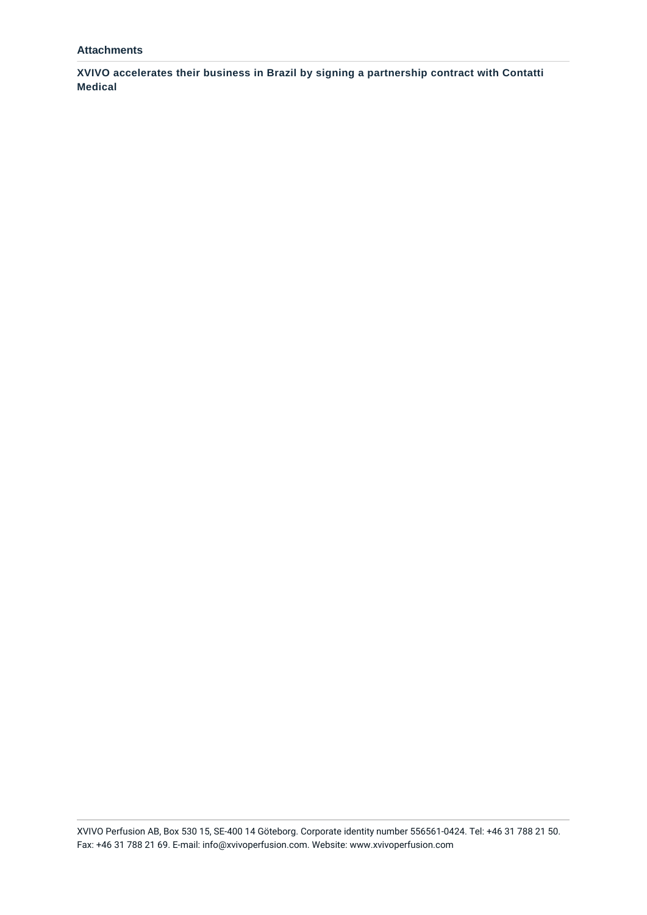**Attachments**

**XVIVO accelerates their business in Brazil by signing a partnership contract with Contatti Medical**